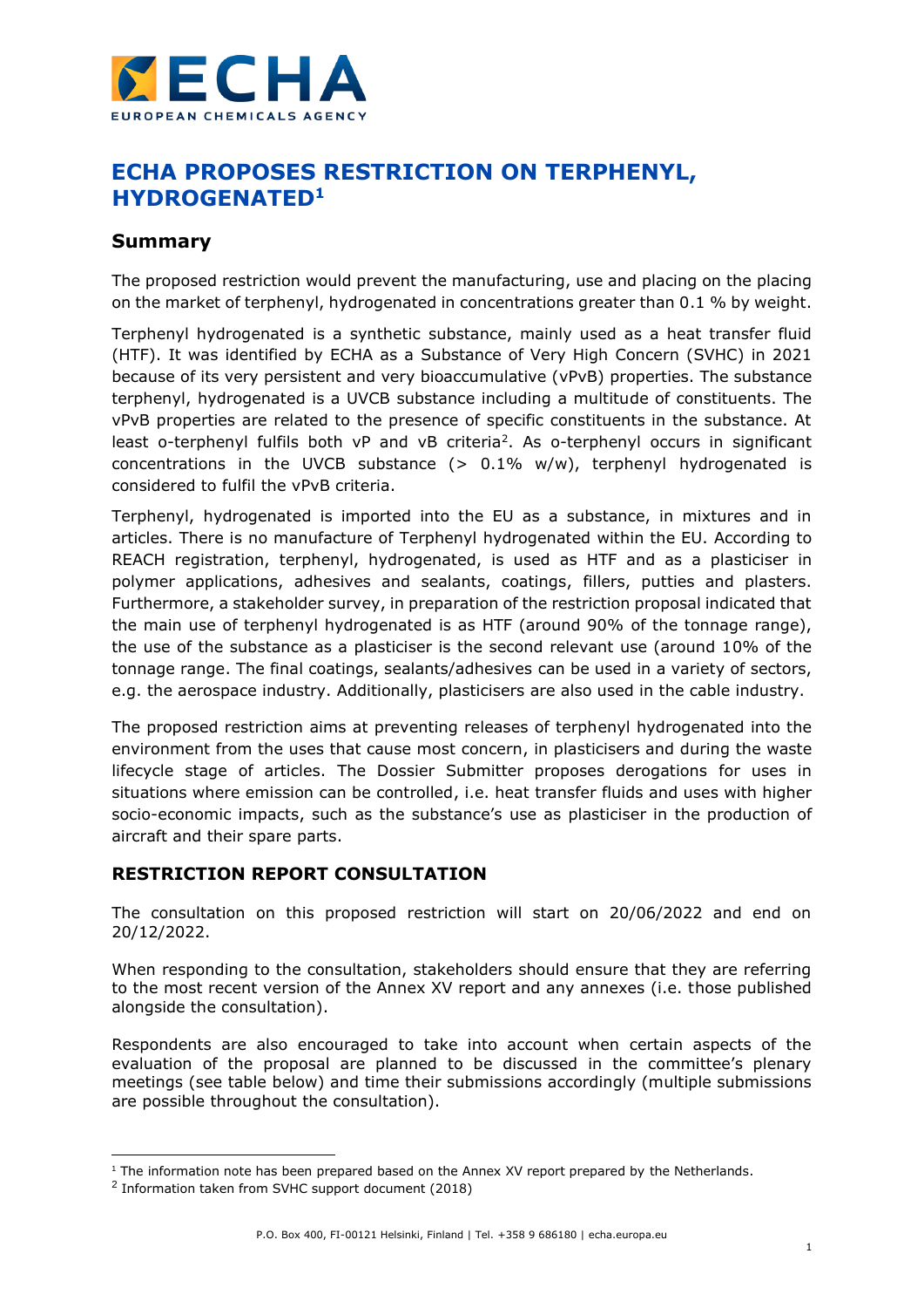# ECHA PROPOSES RESTRICTION ON TERPHENYL, HYDROGENATED[1]

## Summary

The proposed restriction would prevent the manufacturing, use and placing on the placing on the market of terphenyl, hydrogenated in concentrations greater than 0.1 % by weight.

Terphenyl hydrogenated is a synthetic substance, mainly used as a heat transfer fluid (HTF). It was identified by ECHA as a Substance of Very High Concern (SVHC) in 2021 because of its very persistent and very bioaccumulative (vPvB) properties. The substance terphenyl, hydrogenated is a UVCB substance including a multitude of constituents. The vPvB properties are related to the presence of specific constituents in the substance. At least o-terphenyl fulfils both vP and vB criteria[2]. As o-terphenyl occurs in significant concentrations in the UVCB substance (> 0.1% w/w), terphenyl hydrogenated is considered to fulfil the vPvB criteria.

Terphenyl, hydrogenated is imported into the EU as a substance, in mixtures and in articles. There is no manufacture of Terphenyl hydrogenated within the EU. According to REACH registration, terphenyl, hydrogenated, is used as HTF and as a plasticiser in polymer applications, adhesives and sealants, coatings, fillers, putties and plasters. Furthermore, a stakeholder survey, in preparation of the restriction proposal indicated that the main use of terphenyl hydrogenated is as HTF (around 90% of the tonnage range), the use of the substance as a plasticiser is the second relevant use (around 10% of the tonnage range. The final coatings, sealants/adhesives can be used in a variety of sectors, e.g. the aerospace industry. Additionally, plasticisers are also used in the cable industry.

The proposed restriction aims at preventing releases of terphenyl hydrogenated into the environment from the uses that cause most concern, in plasticisers and during the waste lifecycle stage of articles. The Dossier Submitter proposes derogations for uses in situations where emission can be controlled, i.e. heat transfer fluids and uses with higher socio-economic impacts, such as the substance's use as plasticiser in the production of aircraft and their spare parts.

### RESTRICTION REPORT CONSULTATION

The consultation on this proposed restriction will start on 20/06/2022 and end on 20/12/2022.

When responding to the consultation, stakeholders should ensure that they are referring to the most recent version of the Annex XV report and any annexes (i.e. those published alongside the consultation).

Respondents are also encouraged to take into account when certain aspects of the evaluation of the proposal are planned to be discussed in the committee's plenary meetings (see table below) and time their submissions accordingly (multiple submissions are possible throughout the consultation).

---

[1] The information note has been prepared based on the Annex XV report prepared by the Netherlands.

[2] Information taken from SVHC support document (2018)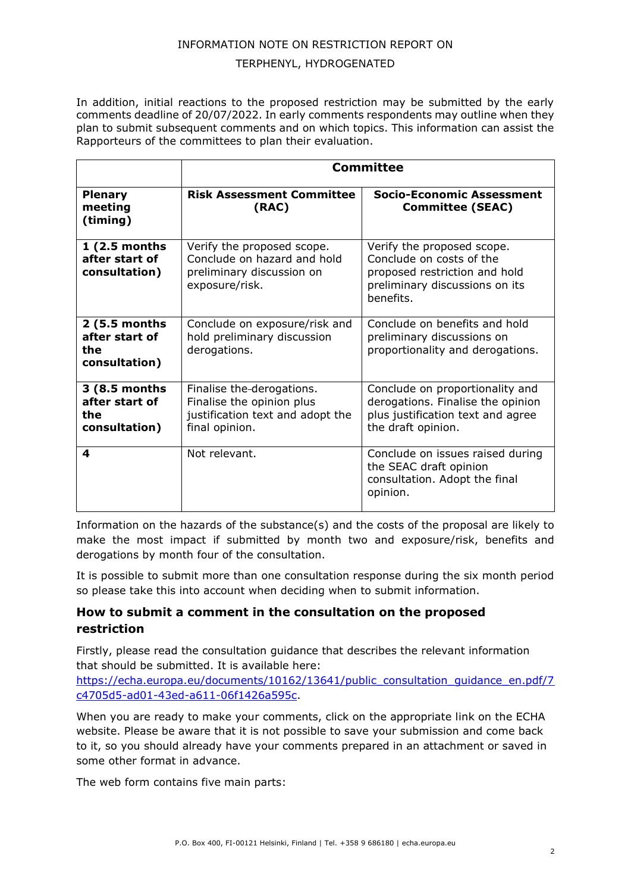In addition, initial reactions to the proposed restriction may be submitted by the early comments deadline of 20/07/2022. In early comments respondents may outline when they plan to submit subsequent comments and on which topics. This information can assist the Rapporteurs of the committees to plan their evaluation.

| | **Committee** | |
|---|---|---|
| **Plenary meeting (timing)** | **Risk Assessment Committee (RAC)** | **Socio-Economic Assessment Committee (SEAC)** |
| **1 (2.5 months after start of consultation)** | Verify the proposed scope. Conclude on hazard and hold preliminary discussion on exposure/risk. | Verify the proposed scope. Conclude on costs of the proposed restriction and hold preliminary discussions on its benefits. |
| **2 (5.5 months after start of the consultation)** | Conclude on exposure/risk and hold preliminary discussion derogations. | Conclude on benefits and hold preliminary discussions on proportionality and derogations. |
| **3 (8.5 months after start of the consultation)** | Finalise the derogations. Finalise the opinion plus justification text and adopt the final opinion. | Conclude on proportionality and derogations. Finalise the opinion plus justification text and agree the draft opinion. |
| **4** | Not relevant. | Conclude on issues raised during the SEAC draft opinion consultation. Adopt the final opinion. |

Information on the hazards of the substance(s) and the costs of the proposal are likely to make the most impact if submitted by month two and exposure/risk, benefits and derogations by month four of the consultation.

It is possible to submit more than one consultation response during the six month period so please take this into account when deciding when to submit information.

### How to submit a comment in the consultation on the proposed restriction

Firstly, please read the consultation guidance that describes the relevant information that should be submitted. It is available here: [https://echa.europa.eu/documents/10162/13641/public_consultation_guidance_en.pdf/7c4705d5-ad01-43ed-a611-06f1426a595c](https://echa.europa.eu/documents/10162/13641/public_consultation_guidance_en.pdf/7c4705d5-ad01-43ed-a611-06f1426a595c).

When you are ready to make your comments, click on the appropriate link on the ECHA website. Please be aware that it is not possible to save your submission and come back to it, so you should already have your comments prepared in an attachment or saved in some other format in advance.

The web form contains five main parts: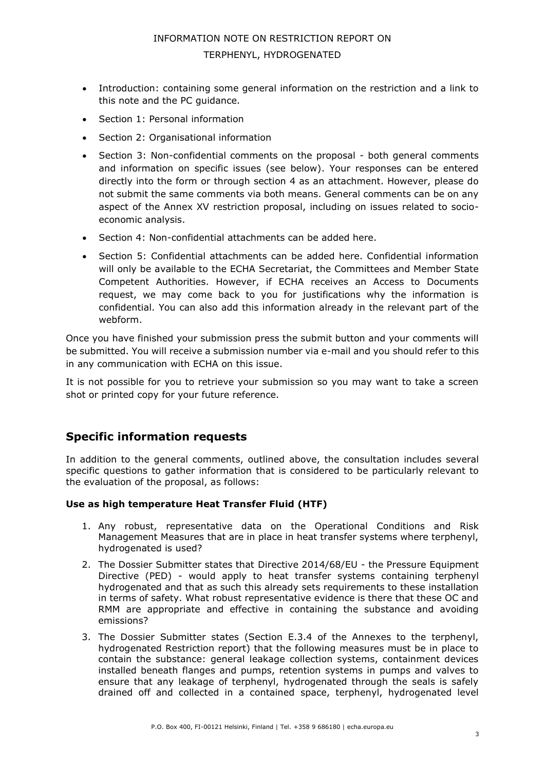- Introduction: containing some general information on the restriction and a link to this note and the PC guidance.
- Section 1: Personal information
- Section 2: Organisational information
- Section 3: Non-confidential comments on the proposal - both general comments and information on specific issues (see below). Your responses can be entered directly into the form or through section 4 as an attachment. However, please do not submit the same comments via both means. General comments can be on any aspect of the Annex XV restriction proposal, including on issues related to socio-economic analysis.
- Section 4: Non-confidential attachments can be added here.
- Section 5: Confidential attachments can be added here. Confidential information will only be available to the ECHA Secretariat, the Committees and Member State Competent Authorities. However, if ECHA receives an Access to Documents request, we may come back to you for justifications why the information is confidential. You can also add this information already in the relevant part of the webform.

Once you have finished your submission press the submit button and your comments will be submitted. You will receive a submission number via e-mail and you should refer to this in any communication with ECHA on this issue.

It is not possible for you to retrieve your submission so you may want to take a screen shot or printed copy for your future reference.

## Specific information requests

In addition to the general comments, outlined above, the consultation includes several specific questions to gather information that is considered to be particularly relevant to the evaluation of the proposal, as follows:

**Use as high temperature Heat Transfer Fluid (HTF)**

1. Any robust, representative data on the Operational Conditions and Risk Management Measures that are in place in heat transfer systems where terphenyl, hydrogenated is used?
2. The Dossier Submitter states that Directive 2014/68/EU - the Pressure Equipment Directive (PED) - would apply to heat transfer systems containing terphenyl hydrogenated and that as such this already sets requirements to these installation in terms of safety. What robust representative evidence is there that these OC and RMM are appropriate and effective in containing the substance and avoiding emissions?
3. The Dossier Submitter states (Section E.3.4 of the Annexes to the terphenyl, hydrogenated Restriction report) that the following measures must be in place to contain the substance: general leakage collection systems, containment devices installed beneath flanges and pumps, retention systems in pumps and valves to ensure that any leakage of terphenyl, hydrogenated through the seals is safely drained off and collected in a contained space, terphenyl, hydrogenated level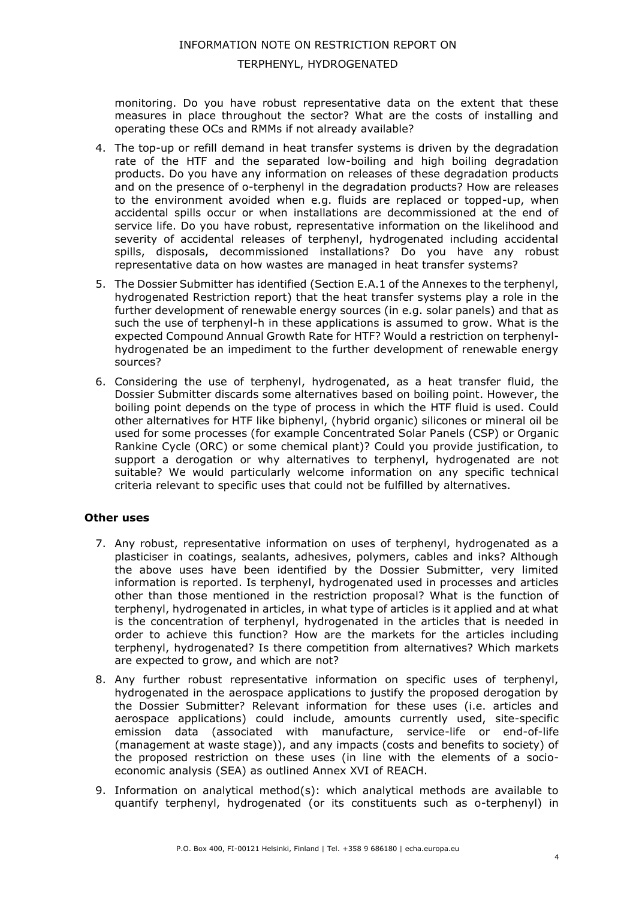monitoring. Do you have robust representative data on the extent that these measures in place throughout the sector? What are the costs of installing and operating these OCs and RMMs if not already available?

4. The top-up or refill demand in heat transfer systems is driven by the degradation rate of the HTF and the separated low-boiling and high boiling degradation products. Do you have any information on releases of these degradation products and on the presence of o-terphenyl in the degradation products? How are releases to the environment avoided when e.g. fluids are replaced or topped-up, when accidental spills occur or when installations are decommissioned at the end of service life. Do you have robust, representative information on the likelihood and severity of accidental releases of terphenyl, hydrogenated including accidental spills, disposals, decommissioned installations? Do you have any robust representative data on how wastes are managed in heat transfer systems?

5. The Dossier Submitter has identified (Section E.A.1 of the Annexes to the terphenyl, hydrogenated Restriction report) that the heat transfer systems play a role in the further development of renewable energy sources (in e.g. solar panels) and that as such the use of terphenyl-h in these applications is assumed to grow. What is the expected Compound Annual Growth Rate for HTF? Would a restriction on terphenyl-hydrogenated be an impediment to the further development of renewable energy sources?

6. Considering the use of terphenyl, hydrogenated, as a heat transfer fluid, the Dossier Submitter discards some alternatives based on boiling point. However, the boiling point depends on the type of process in which the HTF fluid is used. Could other alternatives for HTF like biphenyl, (hybrid organic) silicones or mineral oil be used for some processes (for example Concentrated Solar Panels (CSP) or Organic Rankine Cycle (ORC) or some chemical plant)? Could you provide justification, to support a derogation or why alternatives to terphenyl, hydrogenated are not suitable? We would particularly welcome information on any specific technical criteria relevant to specific uses that could not be fulfilled by alternatives.

### Other uses

7. Any robust, representative information on uses of terphenyl, hydrogenated as a plasticiser in coatings, sealants, adhesives, polymers, cables and inks? Although the above uses have been identified by the Dossier Submitter, very limited information is reported. Is terphenyl, hydrogenated used in processes and articles other than those mentioned in the restriction proposal? What is the function of terphenyl, hydrogenated in articles, in what type of articles is it applied and at what is the concentration of terphenyl, hydrogenated in the articles that is needed in order to achieve this function? How are the markets for the articles including terphenyl, hydrogenated? Is there competition from alternatives? Which markets are expected to grow, and which are not?

8. Any further robust representative information on specific uses of terphenyl, hydrogenated in the aerospace applications to justify the proposed derogation by the Dossier Submitter? Relevant information for these uses (i.e. articles and aerospace applications) could include, amounts currently used, site-specific emission data (associated with manufacture, service-life or end-of-life (management at waste stage)), and any impacts (costs and benefits to society) of the proposed restriction on these uses (in line with the elements of a socio-economic analysis (SEA) as outlined Annex XVI of REACH.

9. Information on analytical method(s): which analytical methods are available to quantify terphenyl, hydrogenated (or its constituents such as o-terphenyl) in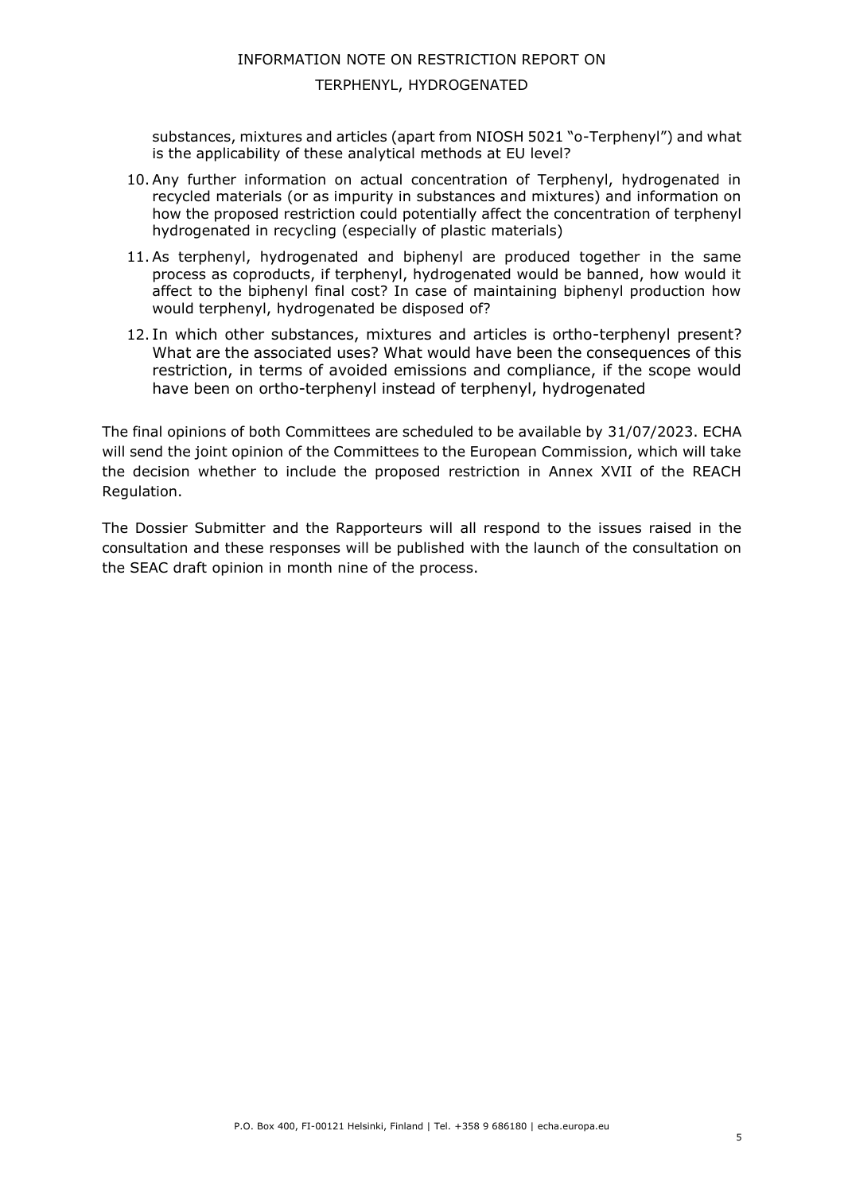substances, mixtures and articles (apart from NIOSH 5021 "o-Terphenyl") and what is the applicability of these analytical methods at EU level?

10. Any further information on actual concentration of Terphenyl, hydrogenated in recycled materials (or as impurity in substances and mixtures) and information on how the proposed restriction could potentially affect the concentration of terphenyl hydrogenated in recycling (especially of plastic materials)
11. As terphenyl, hydrogenated and biphenyl are produced together in the same process as coproducts, if terphenyl, hydrogenated would be banned, how would it affect to the biphenyl final cost? In case of maintaining biphenyl production how would terphenyl, hydrogenated be disposed of?
12. In which other substances, mixtures and articles is ortho-terphenyl present? What are the associated uses? What would have been the consequences of this restriction, in terms of avoided emissions and compliance, if the scope would have been on ortho-terphenyl instead of terphenyl, hydrogenated

The final opinions of both Committees are scheduled to be available by 31/07/2023. ECHA will send the joint opinion of the Committees to the European Commission, which will take the decision whether to include the proposed restriction in Annex XVII of the REACH Regulation.

The Dossier Submitter and the Rapporteurs will all respond to the issues raised in the consultation and these responses will be published with the launch of the consultation on the SEAC draft opinion in month nine of the process.